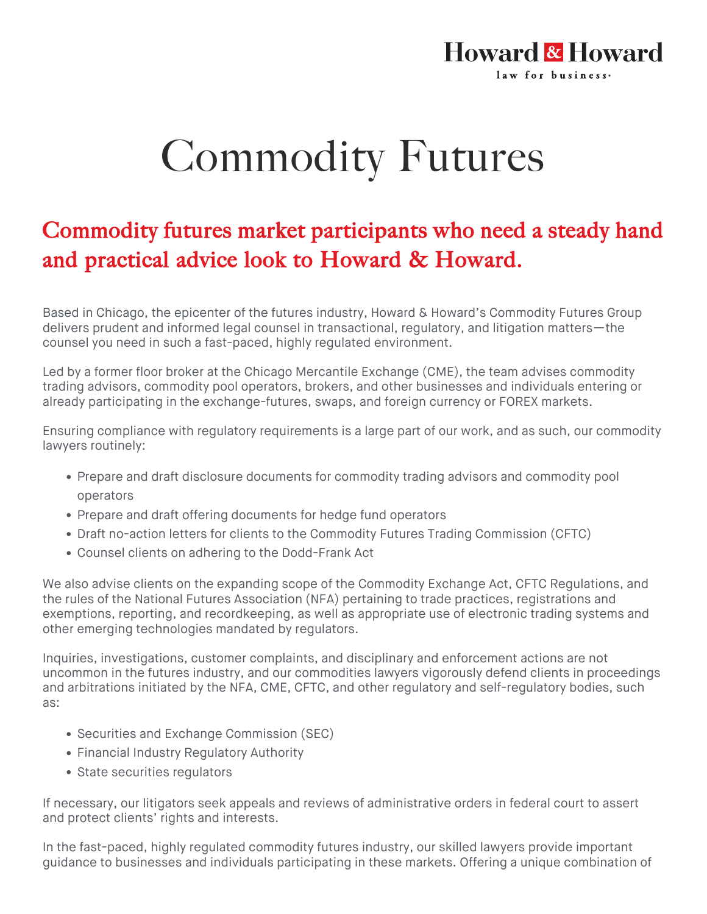# Commodity Futures

## Commodity futures market participants who need a steady hand and practical advice look to Howard & Howard.

Based in Chicago, the epicenter of the futures industry, Howard & Howard's Commodity Futures Group delivers prudent and informed legal counsel in transactional, regulatory, and litigation matters—the counsel you need in such a fast-paced, highly regulated environment.

Led by a former floor broker at the Chicago Mercantile Exchange (CME), the team advises commodity trading advisors, commodity pool operators, brokers, and other businesses and individuals entering or already participating in the exchange-futures, swaps, and foreign currency or FOREX markets.

Ensuring compliance with regulatory requirements is a large part of our work, and as such, our commodity lawyers routinely:

- Prepare and draft disclosure documents for commodity trading advisors and commodity pool operators
- Prepare and draft offering documents for hedge fund operators
- Draft no-action letters for clients to the Commodity Futures Trading Commission (CFTC)
- Counsel clients on adhering to the Dodd-Frank Act

We also advise clients on the expanding scope of the Commodity Exchange Act, CFTC Regulations, and the rules of the National Futures Association (NFA) pertaining to trade practices, registrations and exemptions, reporting, and recordkeeping, as well as appropriate use of electronic trading systems and other emerging technologies mandated by regulators.

Inquiries, investigations, customer complaints, and disciplinary and enforcement actions are not uncommon in the futures industry, and our commodities lawyers vigorously defend clients in proceedings and arbitrations initiated by the NFA, CME, CFTC, and other regulatory and self-regulatory bodies, such as:

- Securities and Exchange Commission (SEC)
- Financial Industry Regulatory Authority
- State securities regulators

If necessary, our litigators seek appeals and reviews of administrative orders in federal court to assert and protect clients' rights and interests.

In the fast-paced, highly regulated commodity futures industry, our skilled lawyers provide important guidance to businesses and individuals participating in these markets. Offering a unique combination of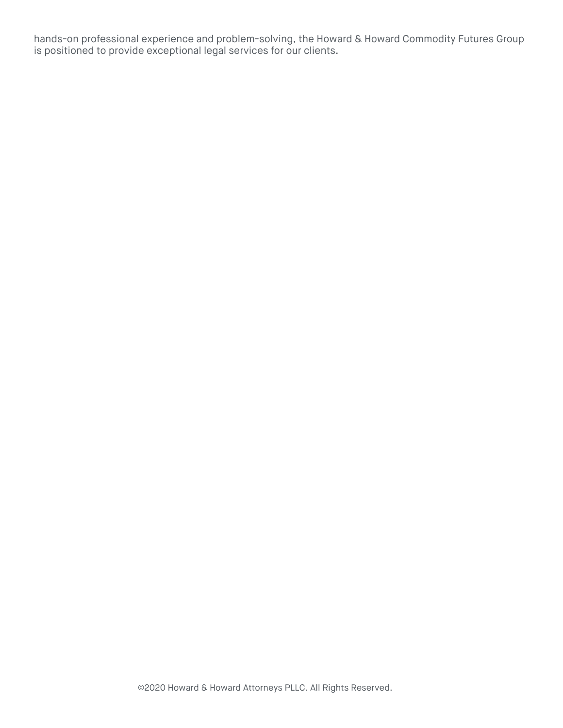hands-on professional experience and problem-solving, the Howard & Howard Commodity Futures Group is positioned to provide exceptional legal services for our clients.

©2020 Howard & Howard Attorneys PLLC. All Rights Reserved.